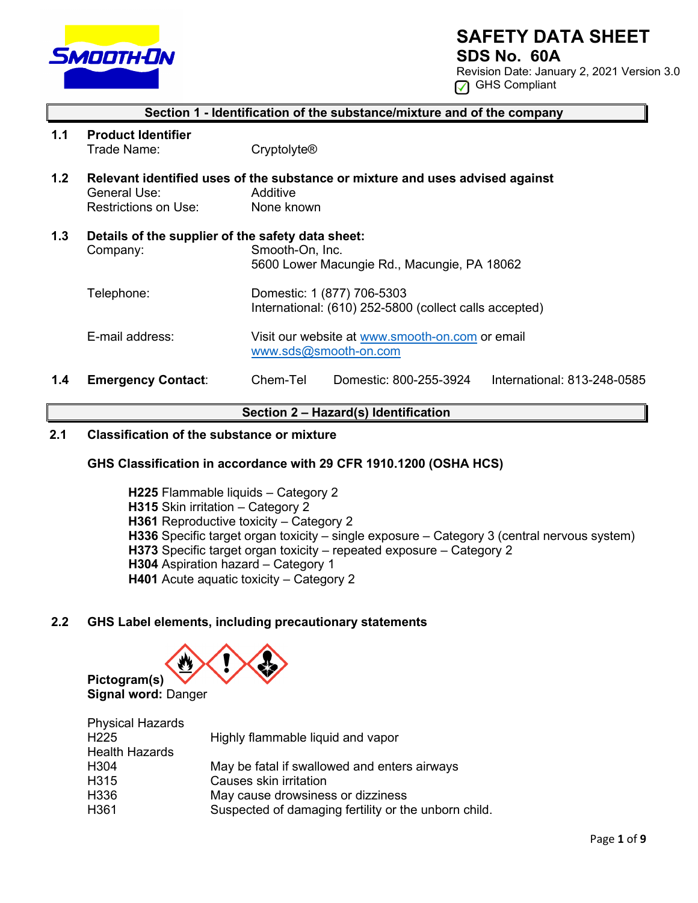# SAFETY DATA SHEET

## SDS No. 60A

Revision Date: January 2, 2021 Version 3.0

GHS Compliant

## Section 1 - Identification of the substance/mixture and of the company

**1.1 Product Identifier**

Trade Name: Cryptolyte®

**1.2 Relevant identified uses of the substance or mixture and uses advised against**

General Use: Additive

Restrictions on Use: None known

**1.3 Details of the supplier of the safety data sheet:**

Company: Smooth-On, Inc.
5600 Lower Macungie Rd., Macungie, PA 18062

Telephone: Domestic: 1 (877) 706-5303
International: (610) 252-5800 (collect calls accepted)

E-mail address: Visit our website at www.smooth-on.com or email www.sds@smooth-on.com

**1.4 Emergency Contact:** Chem-Tel Domestic: 800-255-3924 International: 813-248-0585

## Section 2 – Hazard(s) Identification

**2.1 Classification of the substance or mixture**

**GHS Classification in accordance with 29 CFR 1910.1200 (OSHA HCS)**

**H225** Flammable liquids – Category 2
**H315** Skin irritation – Category 2
**H361** Reproductive toxicity – Category 2
**H336** Specific target organ toxicity – single exposure – Category 3 (central nervous system)
**H373** Specific target organ toxicity – repeated exposure – Category 2
**H304** Aspiration hazard – Category 1
**H401** Acute aquatic toxicity – Category 2

**2.2 GHS Label elements, including precautionary statements**

**Pictogram(s)**

**Signal word:** Danger

Physical Hazards

| | |
|---|---|
| H225 | Highly flammable liquid and vapor |

Health Hazards

| | |
|---|---|
| H304 | May be fatal if swallowed and enters airways |
| H315 | Causes skin irritation |
| H336 | May cause drowsiness or dizziness |
| H361 | Suspected of damaging fertility or the unborn child. |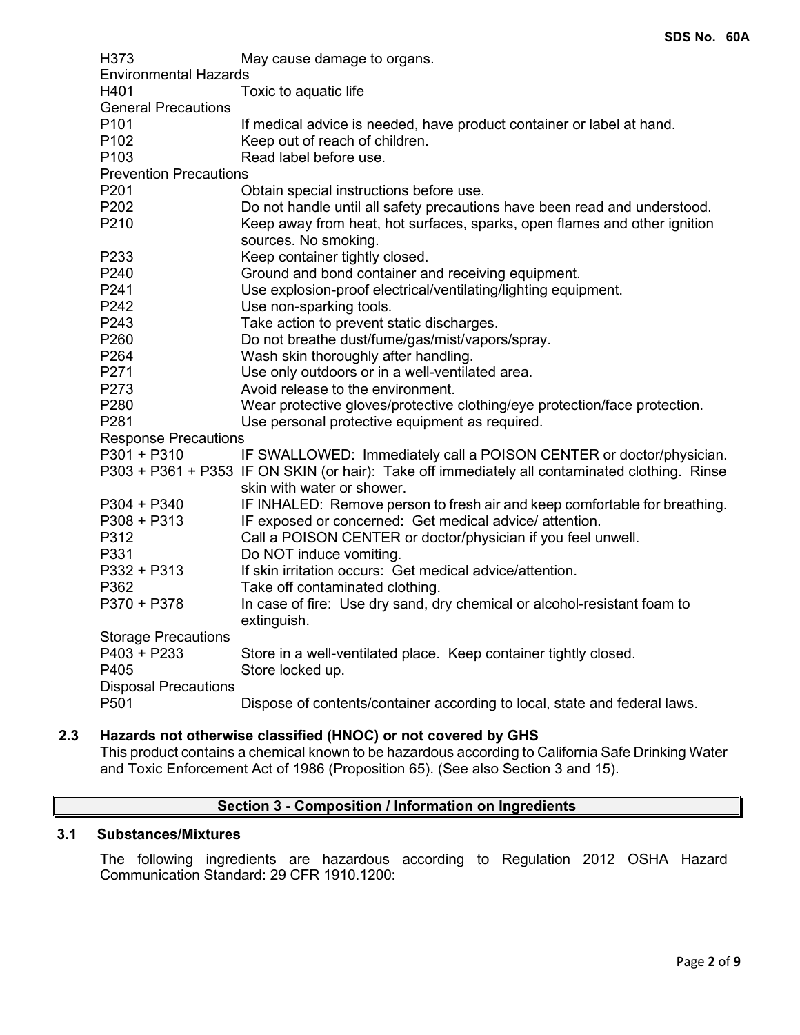| | |
|---|---|
| H373 | May cause damage to organs. |
| **Environmental Hazards** | |
| H401 | Toxic to aquatic life |
| **General Precautions** | |
| P101 | If medical advice is needed, have product container or label at hand. |
| P102 | Keep out of reach of children. |
| P103 | Read label before use. |
| **Prevention Precautions** | |
| P201 | Obtain special instructions before use. |
| P202 | Do not handle until all safety precautions have been read and understood. |
| P210 | Keep away from heat, hot surfaces, sparks, open flames and other ignition sources. No smoking. |
| P233 | Keep container tightly closed. |
| P240 | Ground and bond container and receiving equipment. |
| P241 | Use explosion-proof electrical/ventilating/lighting equipment. |
| P242 | Use non-sparking tools. |
| P243 | Take action to prevent static discharges. |
| P260 | Do not breathe dust/fume/gas/mist/vapors/spray. |
| P264 | Wash skin thoroughly after handling. |
| P271 | Use only outdoors or in a well-ventilated area. |
| P273 | Avoid release to the environment. |
| P280 | Wear protective gloves/protective clothing/eye protection/face protection. |
| P281 | Use personal protective equipment as required. |
| **Response Precautions** | |
| P301 + P310 | IF SWALLOWED: Immediately call a POISON CENTER or doctor/physician. |
| P303 + P361 + P353 | IF ON SKIN (or hair): Take off immediately all contaminated clothing. Rinse skin with water or shower. |
| P304 + P340 | IF INHALED: Remove person to fresh air and keep comfortable for breathing. |
| P308 + P313 | IF exposed or concerned: Get medical advice/ attention. |
| P312 | Call a POISON CENTER or doctor/physician if you feel unwell. |
| P331 | Do NOT induce vomiting. |
| P332 + P313 | If skin irritation occurs: Get medical advice/attention. |
| P362 | Take off contaminated clothing. |
| P370 + P378 | In case of fire: Use dry sand, dry chemical or alcohol-resistant foam to extinguish. |
| **Storage Precautions** | |
| P403 + P233 | Store in a well-ventilated place. Keep container tightly closed. |
| P405 | Store locked up. |
| **Disposal Precautions** | |
| P501 | Dispose of contents/container according to local, state and federal laws. |

### 2.3 Hazards not otherwise classified (HNOC) or not covered by GHS

This product contains a chemical known to be hazardous according to California Safe Drinking Water and Toxic Enforcement Act of 1986 (Proposition 65). (See also Section 3 and 15).

## Section 3 - Composition / Information on Ingredients

### 3.1 Substances/Mixtures

The following ingredients are hazardous according to Regulation 2012 OSHA Hazard Communication Standard: 29 CFR 1910.1200: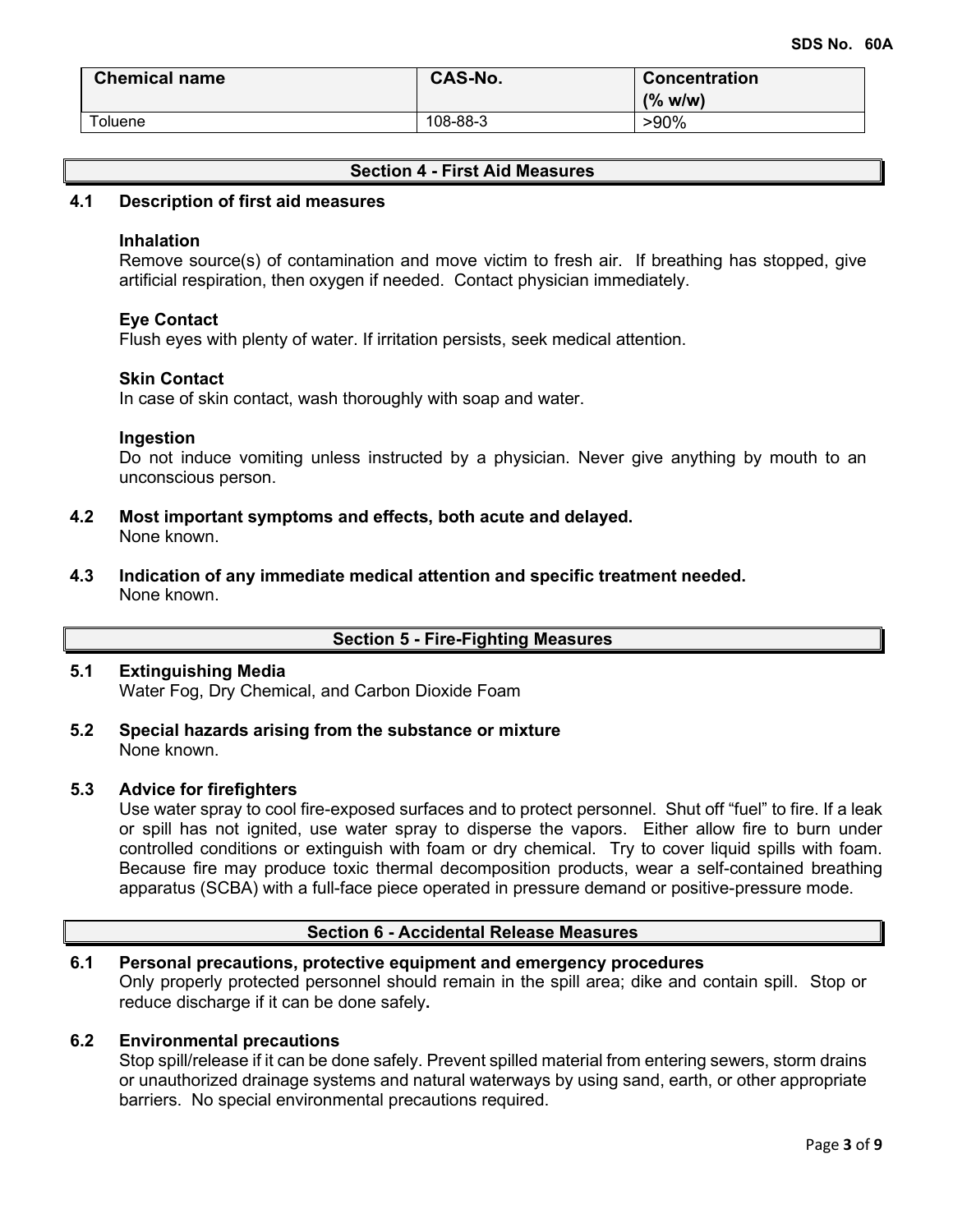| Chemical name | CAS-No. | Concentration (% w/w) |
|---|---|---|
| Toluene | 108-88-3 | >90% |

## Section 4 - First Aid Measures

### 4.1 Description of first aid measures

**Inhalation**
Remove source(s) of contamination and move victim to fresh air. If breathing has stopped, give artificial respiration, then oxygen if needed. Contact physician immediately.

**Eye Contact**
Flush eyes with plenty of water. If irritation persists, seek medical attention.

**Skin Contact**
In case of skin contact, wash thoroughly with soap and water.

**Ingestion**
Do not induce vomiting unless instructed by a physician. Never give anything by mouth to an unconscious person.

### 4.2 Most important symptoms and effects, both acute and delayed.
None known.

### 4.3 Indication of any immediate medical attention and specific treatment needed.
None known.

## Section 5 - Fire-Fighting Measures

### 5.1 Extinguishing Media
Water Fog, Dry Chemical, and Carbon Dioxide Foam

### 5.2 Special hazards arising from the substance or mixture
None known.

### 5.3 Advice for firefighters
Use water spray to cool fire-exposed surfaces and to protect personnel. Shut off "fuel" to fire. If a leak or spill has not ignited, use water spray to disperse the vapors. Either allow fire to burn under controlled conditions or extinguish with foam or dry chemical. Try to cover liquid spills with foam. Because fire may produce toxic thermal decomposition products, wear a self-contained breathing apparatus (SCBA) with a full-face piece operated in pressure demand or positive-pressure mode.

## Section 6 - Accidental Release Measures

### 6.1 Personal precautions, protective equipment and emergency procedures
Only properly protected personnel should remain in the spill area; dike and contain spill. Stop or reduce discharge if it can be done safely**.**

### 6.2 Environmental precautions
Stop spill/release if it can be done safely. Prevent spilled material from entering sewers, storm drains or unauthorized drainage systems and natural waterways by using sand, earth, or other appropriate barriers. No special environmental precautions required.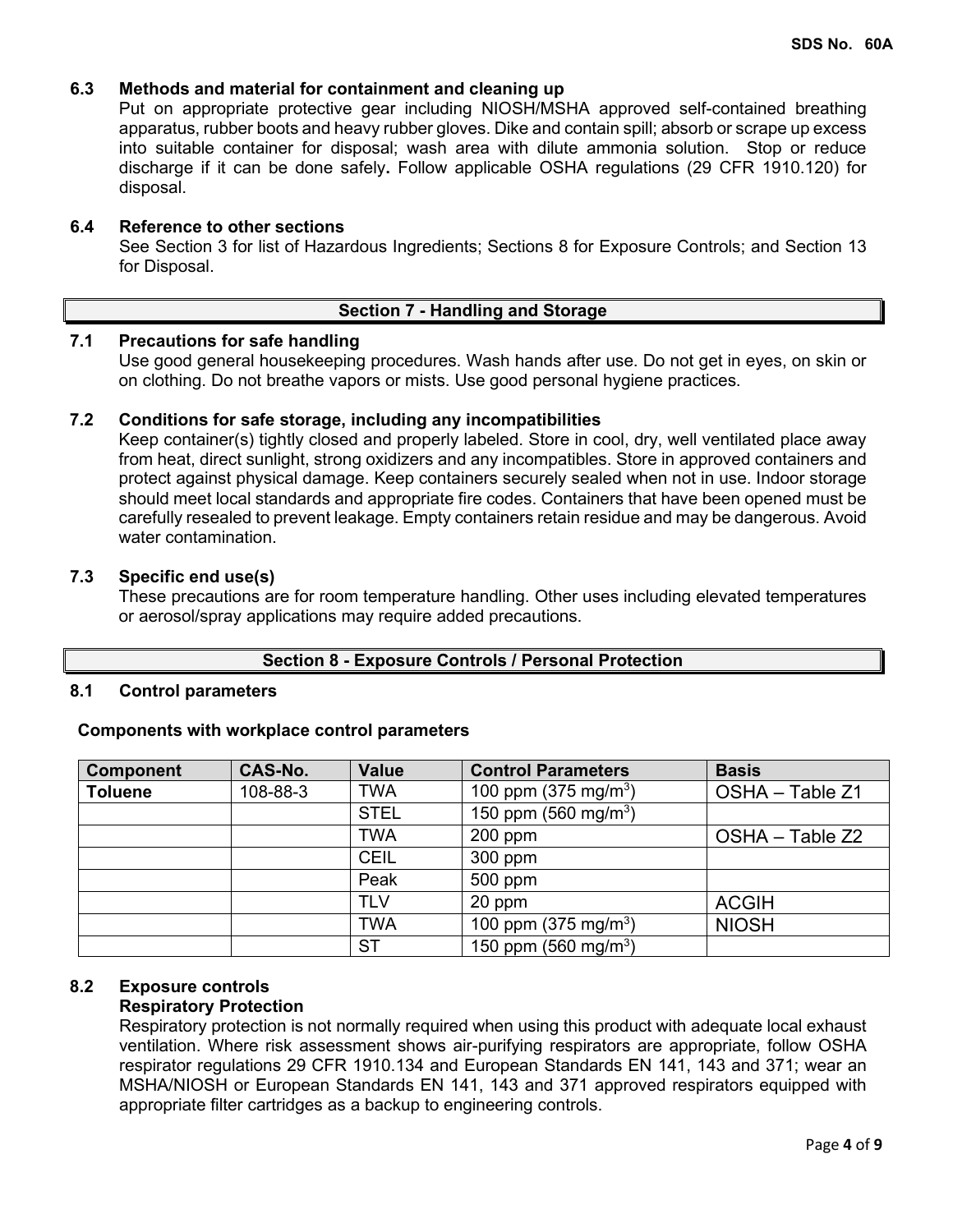### 6.3 Methods and material for containment and cleaning up

Put on appropriate protective gear including NIOSH/MSHA approved self-contained breathing apparatus, rubber boots and heavy rubber gloves. Dike and contain spill; absorb or scrape up excess into suitable container for disposal; wash area with dilute ammonia solution. Stop or reduce discharge if it can be done safely**.** Follow applicable OSHA regulations (29 CFR 1910.120) for disposal.

### 6.4 Reference to other sections

See Section 3 for list of Hazardous Ingredients; Sections 8 for Exposure Controls; and Section 13 for Disposal.

## Section 7 - Handling and Storage

### 7.1 Precautions for safe handling

Use good general housekeeping procedures. Wash hands after use. Do not get in eyes, on skin or on clothing. Do not breathe vapors or mists. Use good personal hygiene practices.

### 7.2 Conditions for safe storage, including any incompatibilities

Keep container(s) tightly closed and properly labeled. Store in cool, dry, well ventilated place away from heat, direct sunlight, strong oxidizers and any incompatibles. Store in approved containers and protect against physical damage. Keep containers securely sealed when not in use. Indoor storage should meet local standards and appropriate fire codes. Containers that have been opened must be carefully resealed to prevent leakage. Empty containers retain residue and may be dangerous. Avoid water contamination.

### 7.3 Specific end use(s)

These precautions are for room temperature handling. Other uses including elevated temperatures or aerosol/spray applications may require added precautions.

## Section 8 - Exposure Controls / Personal Protection

### 8.1 Control parameters

**Components with workplace control parameters**

| Component | CAS-No. | Value | Control Parameters | Basis |
|---|---|---|---|---|
| **Toluene** | 108-88-3 | TWA | 100 ppm (375 mg/m$^3$) | OSHA – Table Z1 |
| | | STEL | 150 ppm (560 mg/m$^3$) | |
| | | TWA | 200 ppm | OSHA – Table Z2 |
| | | CEIL | 300 ppm | |
| | | Peak | 500 ppm | |
| | | TLV | 20 ppm | ACGIH |
| | | TWA | 100 ppm (375 mg/m$^3$) | NIOSH |
| | | ST | 150 ppm (560 mg/m$^3$) | |

### 8.2 Exposure controls

**Respiratory Protection**

Respiratory protection is not normally required when using this product with adequate local exhaust ventilation. Where risk assessment shows air-purifying respirators are appropriate, follow OSHA respirator regulations 29 CFR 1910.134 and European Standards EN 141, 143 and 371; wear an MSHA/NIOSH or European Standards EN 141, 143 and 371 approved respirators equipped with appropriate filter cartridges as a backup to engineering controls.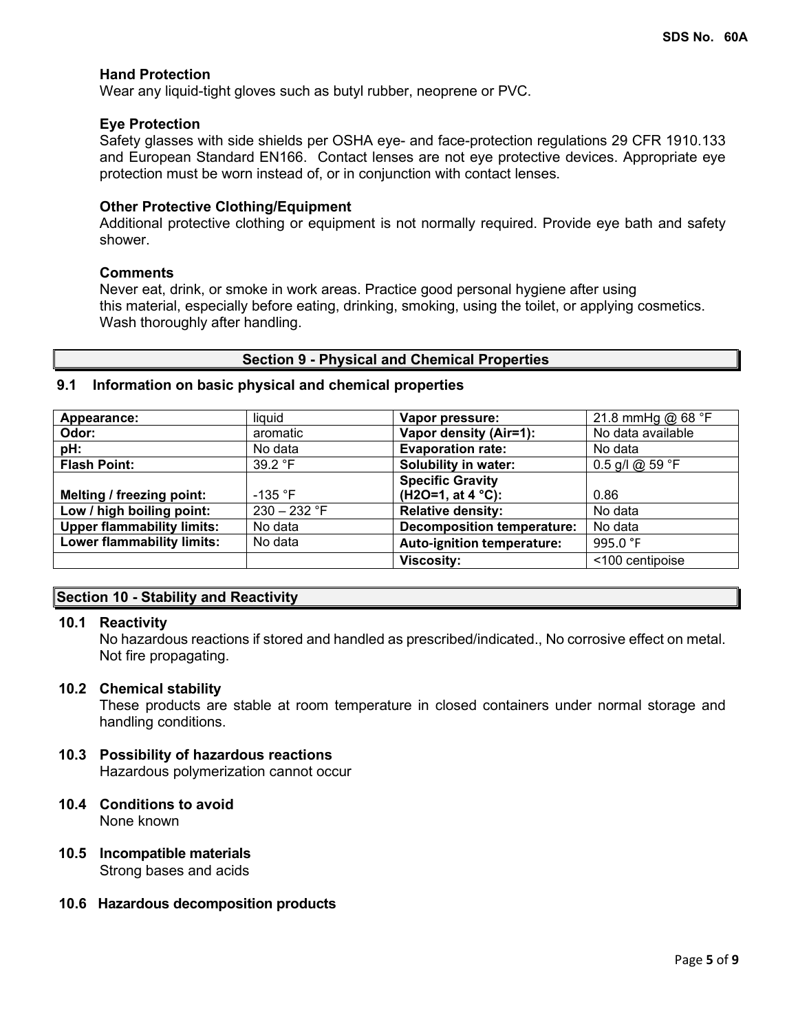### Hand Protection

Wear any liquid-tight gloves such as butyl rubber, neoprene or PVC.

### Eye Protection

Safety glasses with side shields per OSHA eye- and face-protection regulations 29 CFR 1910.133 and European Standard EN166. Contact lenses are not eye protective devices. Appropriate eye protection must be worn instead of, or in conjunction with contact lenses.

### Other Protective Clothing/Equipment

Additional protective clothing or equipment is not normally required. Provide eye bath and safety shower.

### Comments

Never eat, drink, or smoke in work areas. Practice good personal hygiene after using this material, especially before eating, drinking, smoking, using the toilet, or applying cosmetics. Wash thoroughly after handling.

## Section 9 - Physical and Chemical Properties

### 9.1 Information on basic physical and chemical properties

| Appearance: | liquid | Vapor pressure: | 21.8 mmHg @ 68 °F |
|---|---|---|---|
| Odor: | aromatic | Vapor density (Air=1): | No data available |
| pH: | No data | Evaporation rate: | No data |
| Flash Point: | 39.2 °F | Solubility in water: | 0.5 g/l @ 59 °F |
| Melting / freezing point: | -135 °F | Specific Gravity (H2O=1, at 4 °C): | 0.86 |
| Low / high boiling point: | 230 – 232 °F | Relative density: | No data |
| Upper flammability limits: | No data | Decomposition temperature: | No data |
| Lower flammability limits: | No data | Auto-ignition temperature: | 995.0 °F |
| | | Viscosity: | <100 centipoise |

## Section 10 - Stability and Reactivity

### 10.1 Reactivity

No hazardous reactions if stored and handled as prescribed/indicated., No corrosive effect on metal. Not fire propagating.

### 10.2 Chemical stability

These products are stable at room temperature in closed containers under normal storage and handling conditions.

### 10.3 Possibility of hazardous reactions

Hazardous polymerization cannot occur

### 10.4 Conditions to avoid

None known

### 10.5 Incompatible materials

Strong bases and acids

### 10.6 Hazardous decomposition products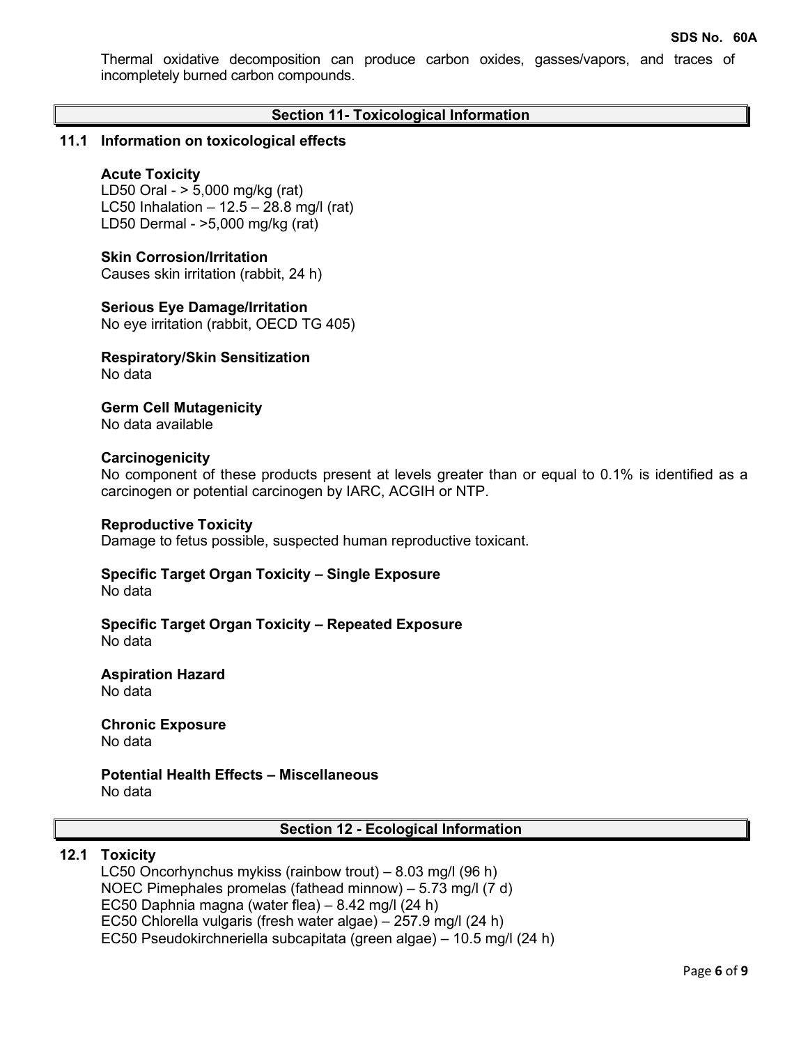Thermal oxidative decomposition can produce carbon oxides, gasses/vapors, and traces of incompletely burned carbon compounds.

## Section 11- Toxicological Information

### 11.1 Information on toxicological effects

**Acute Toxicity**
LD50 Oral - > 5,000 mg/kg (rat)
LC50 Inhalation – 12.5 – 28.8 mg/l (rat)
LD50 Dermal - >5,000 mg/kg (rat)

**Skin Corrosion/Irritation**
Causes skin irritation (rabbit, 24 h)

**Serious Eye Damage/Irritation**
No eye irritation (rabbit, OECD TG 405)

**Respiratory/Skin Sensitization**
No data

**Germ Cell Mutagenicity**
No data available

**Carcinogenicity**
No component of these products present at levels greater than or equal to 0.1% is identified as a carcinogen or potential carcinogen by IARC, ACGIH or NTP.

**Reproductive Toxicity**
Damage to fetus possible, suspected human reproductive toxicant.

**Specific Target Organ Toxicity – Single Exposure**
No data

**Specific Target Organ Toxicity – Repeated Exposure**
No data

**Aspiration Hazard**
No data

**Chronic Exposure**
No data

**Potential Health Effects – Miscellaneous**
No data

## Section 12 - Ecological Information

### 12.1 Toxicity

LC50 Oncorhynchus mykiss (rainbow trout) – 8.03 mg/l (96 h)
NOEC Pimephales promelas (fathead minnow) – 5.73 mg/l (7 d)
EC50 Daphnia magna (water flea) – 8.42 mg/l (24 h)
EC50 Chlorella vulgaris (fresh water algae) – 257.9 mg/l (24 h)
EC50 Pseudokirchneriella subcapitata (green algae) – 10.5 mg/l (24 h)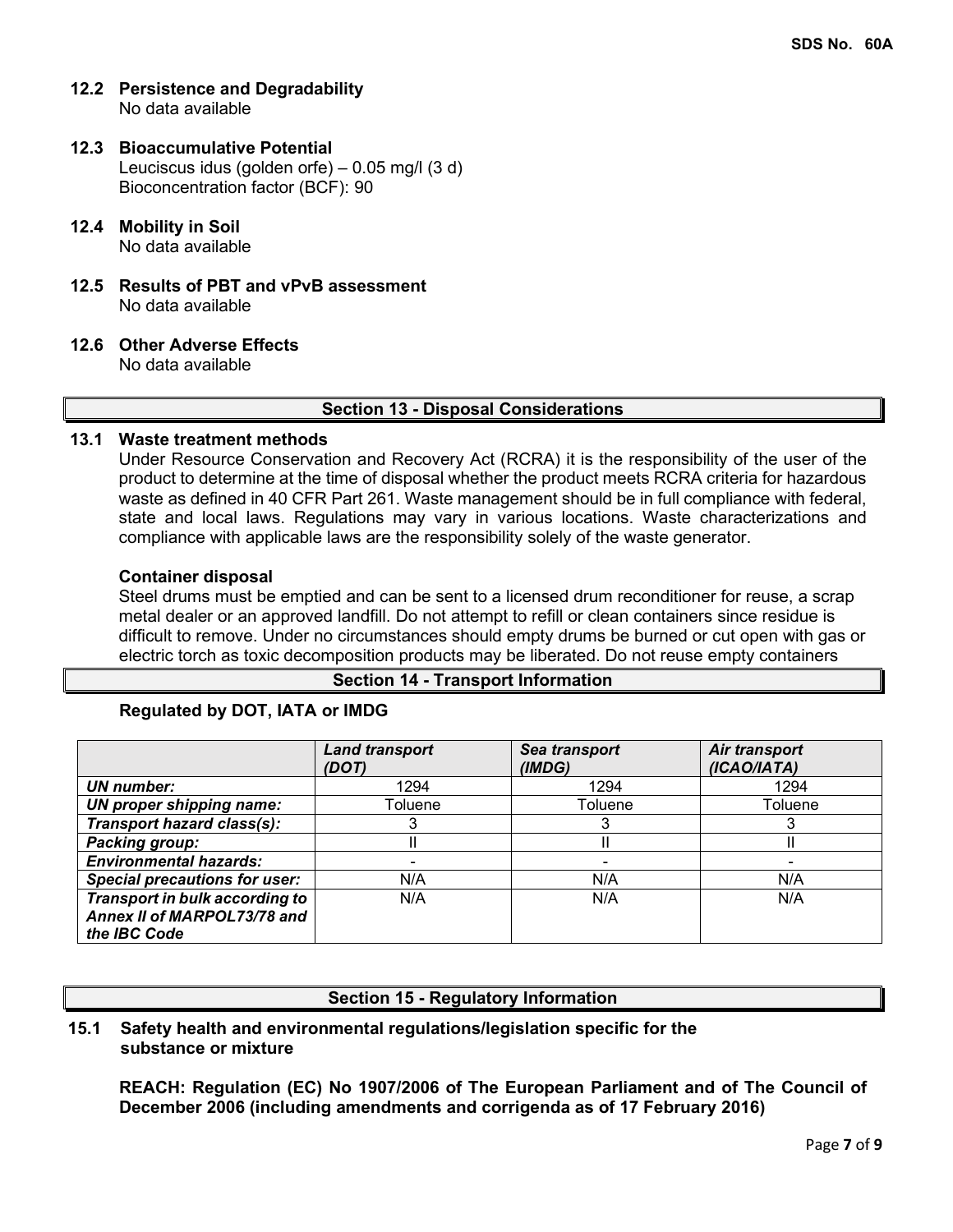### 12.2 Persistence and Degradability

No data available

### 12.3 Bioaccumulative Potential

Leuciscus idus (golden orfe) – 0.05 mg/l (3 d)
Bioconcentration factor (BCF): 90

### 12.4 Mobility in Soil

No data available

### 12.5 Results of PBT and vPvB assessment

No data available

### 12.6 Other Adverse Effects

No data available

## Section 13 - Disposal Considerations

### 13.1 Waste treatment methods

Under Resource Conservation and Recovery Act (RCRA) it is the responsibility of the user of the product to determine at the time of disposal whether the product meets RCRA criteria for hazardous waste as defined in 40 CFR Part 261. Waste management should be in full compliance with federal, state and local laws. Regulations may vary in various locations. Waste characterizations and compliance with applicable laws are the responsibility solely of the waste generator.

**Container disposal**

Steel drums must be emptied and can be sent to a licensed drum reconditioner for reuse, a scrap metal dealer or an approved landfill. Do not attempt to refill or clean containers since residue is difficult to remove. Under no circumstances should empty drums be burned or cut open with gas or electric torch as toxic decomposition products may be liberated. Do not reuse empty containers

## Section 14 - Transport Information

**Regulated by DOT, IATA or IMDG**

| | ***Land transport (DOT)*** | ***Sea transport (IMDG)*** | ***Air transport (ICAO/IATA)*** |
|---|---|---|---|
| ***UN number:*** | 1294 | 1294 | 1294 |
| ***UN proper shipping name:*** | Toluene | Toluene | Toluene |
| ***Transport hazard class(s):*** | 3 | 3 | 3 |
| ***Packing group:*** | II | II | II |
| ***Environmental hazards:*** | - | - | - |
| ***Special precautions for user:*** | N/A | N/A | N/A |
| ***Transport in bulk according to Annex II of MARPOL73/78 and the IBC Code*** | N/A | N/A | N/A |

## Section 15 - Regulatory Information

### 15.1 Safety health and environmental regulations/legislation specific for the substance or mixture

**REACH: Regulation (EC) No 1907/2006 of The European Parliament and of The Council of December 2006 (including amendments and corrigenda as of 17 February 2016)**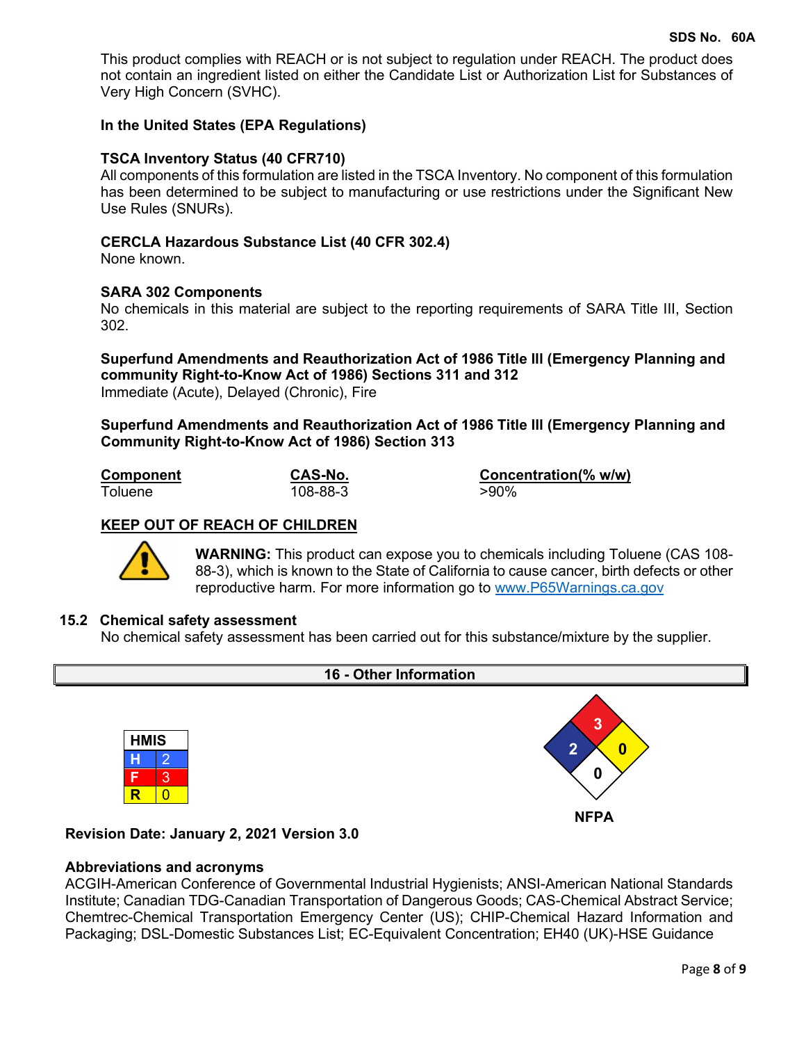This product complies with REACH or is not subject to regulation under REACH. The product does not contain an ingredient listed on either the Candidate List or Authorization List for Substances of Very High Concern (SVHC).

**In the United States (EPA Regulations)**

**TSCA Inventory Status (40 CFR710)**
All components of this formulation are listed in the TSCA Inventory. No component of this formulation has been determined to be subject to manufacturing or use restrictions under the Significant New Use Rules (SNURs).

**CERCLA Hazardous Substance List (40 CFR 302.4)**
None known.

**SARA 302 Components**
No chemicals in this material are subject to the reporting requirements of SARA Title III, Section 302.

**Superfund Amendments and Reauthorization Act of 1986 Title III (Emergency Planning and community Right-to-Know Act of 1986) Sections 311 and 312**
Immediate (Acute), Delayed (Chronic), Fire

**Superfund Amendments and Reauthorization Act of 1986 Title III (Emergency Planning and Community Right-to-Know Act of 1986) Section 313**

| Component | CAS-No. | Concentration(% w/w) |
|---|---|---|
| Toluene | 108-88-3 | >90% |

**KEEP OUT OF REACH OF CHILDREN**

**WARNING:** This product can expose you to chemicals including Toluene (CAS 108-88-3), which is known to the State of California to cause cancer, birth defects or other reproductive harm. For more information go to www.P65Warnings.ca.gov

### 15.2 Chemical safety assessment

No chemical safety assessment has been carried out for this substance/mixture by the supplier.

## 16 - Other Information

| HMIS | |
|---|---|
| H | 2 |
| F | 3 |
| R | 0 |

NFPA: Health 2, Flammability 3, Instability 0, Special 0

**Revision Date: January 2, 2021 Version 3.0**

**Abbreviations and acronyms**
ACGIH-American Conference of Governmental Industrial Hygienists; ANSI-American National Standards Institute; Canadian TDG-Canadian Transportation of Dangerous Goods; CAS-Chemical Abstract Service; Chemtrec-Chemical Transportation Emergency Center (US); CHIP-Chemical Hazard Information and Packaging; DSL-Domestic Substances List; EC-Equivalent Concentration; EH40 (UK)-HSE Guidance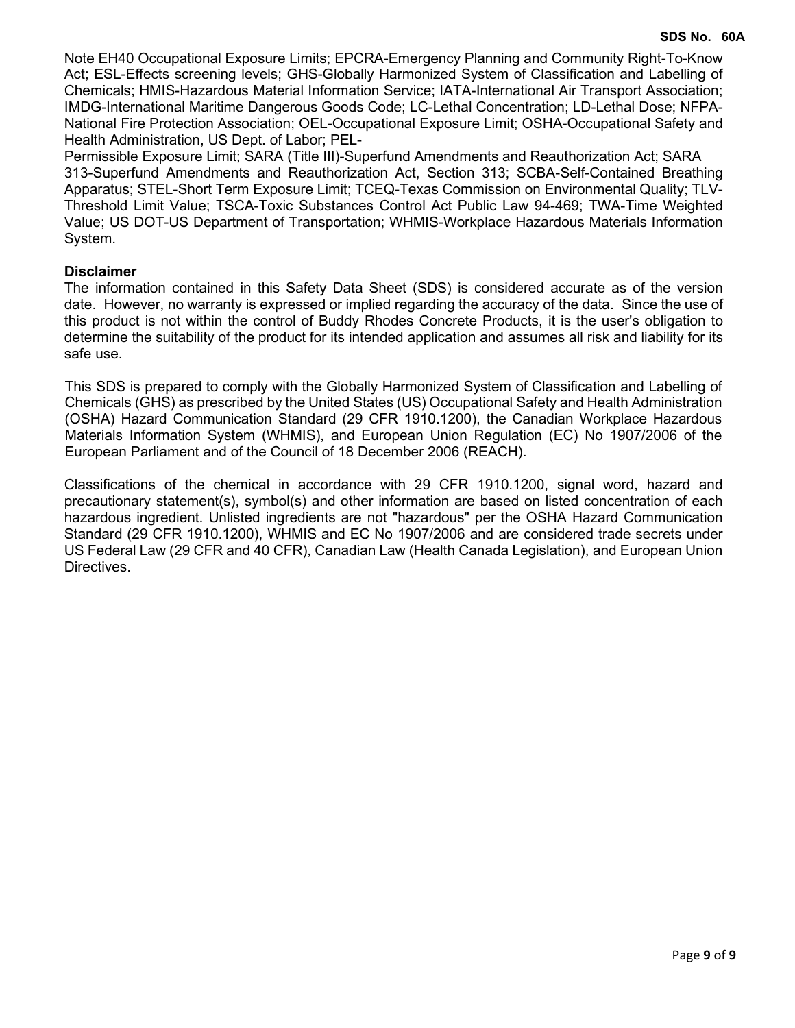Note EH40 Occupational Exposure Limits; EPCRA-Emergency Planning and Community Right-To-Know Act; ESL-Effects screening levels; GHS-Globally Harmonized System of Classification and Labelling of Chemicals; HMIS-Hazardous Material Information Service; IATA-International Air Transport Association; IMDG-International Maritime Dangerous Goods Code; LC-Lethal Concentration; LD-Lethal Dose; NFPA-National Fire Protection Association; OEL-Occupational Exposure Limit; OSHA-Occupational Safety and Health Administration, US Dept. of Labor; PEL-Permissible Exposure Limit; SARA (Title III)-Superfund Amendments and Reauthorization Act; SARA 313-Superfund Amendments and Reauthorization Act, Section 313; SCBA-Self-Contained Breathing Apparatus; STEL-Short Term Exposure Limit; TCEQ-Texas Commission on Environmental Quality; TLV-Threshold Limit Value; TSCA-Toxic Substances Control Act Public Law 94-469; TWA-Time Weighted Value; US DOT-US Department of Transportation; WHMIS-Workplace Hazardous Materials Information System.

**Disclaimer**

The information contained in this Safety Data Sheet (SDS) is considered accurate as of the version date. However, no warranty is expressed or implied regarding the accuracy of the data. Since the use of this product is not within the control of Buddy Rhodes Concrete Products, it is the user's obligation to determine the suitability of the product for its intended application and assumes all risk and liability for its safe use.

This SDS is prepared to comply with the Globally Harmonized System of Classification and Labelling of Chemicals (GHS) as prescribed by the United States (US) Occupational Safety and Health Administration (OSHA) Hazard Communication Standard (29 CFR 1910.1200), the Canadian Workplace Hazardous Materials Information System (WHMIS), and European Union Regulation (EC) No 1907/2006 of the European Parliament and of the Council of 18 December 2006 (REACH).

Classifications of the chemical in accordance with 29 CFR 1910.1200, signal word, hazard and precautionary statement(s), symbol(s) and other information are based on listed concentration of each hazardous ingredient. Unlisted ingredients are not "hazardous" per the OSHA Hazard Communication Standard (29 CFR 1910.1200), WHMIS and EC No 1907/2006 and are considered trade secrets under US Federal Law (29 CFR and 40 CFR), Canadian Law (Health Canada Legislation), and European Union Directives.